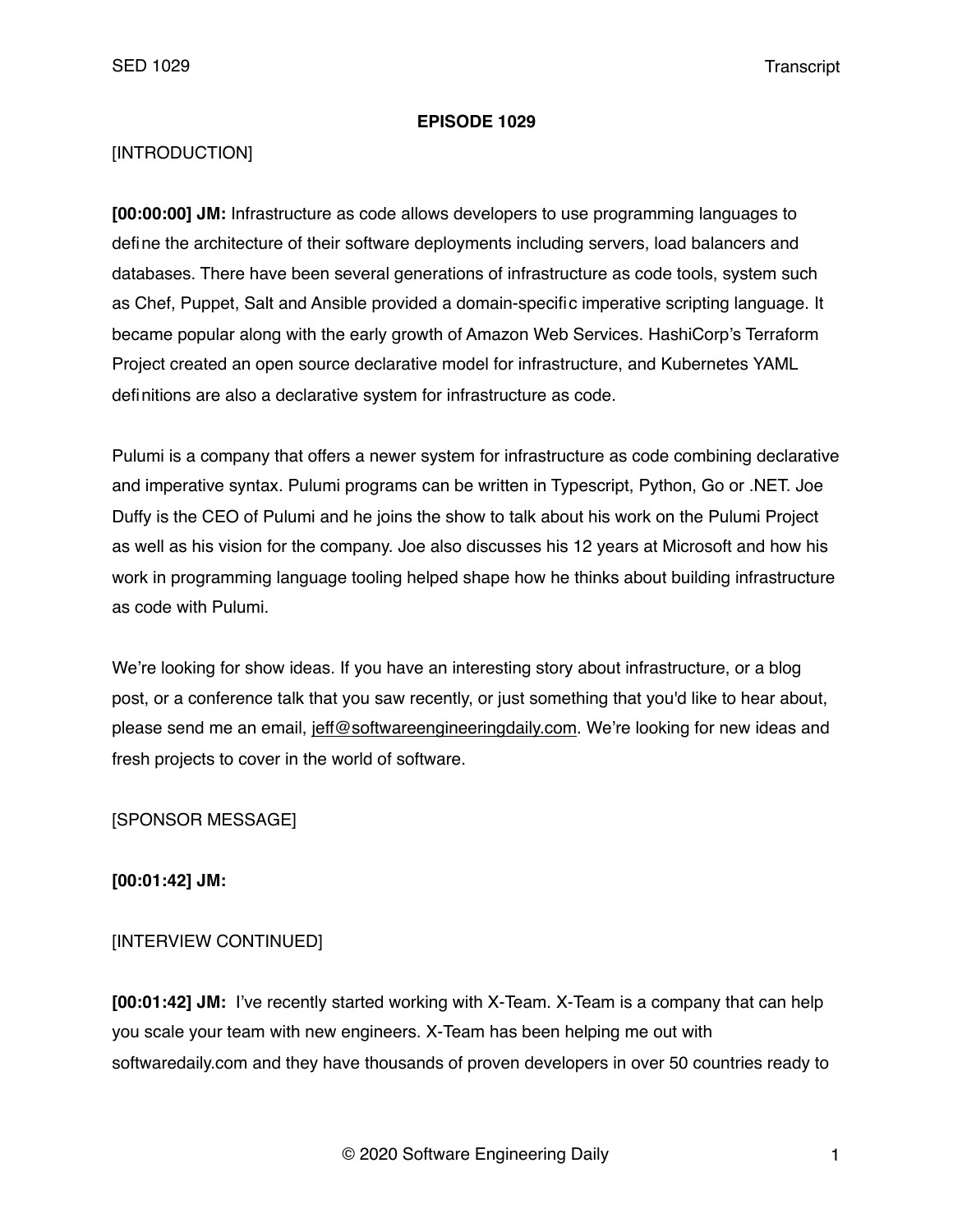# EPISODE 1029

[INTRODUCTION]

**[00:00:00] JM:** Infrastructure as code allows developers to use programming languages to define the architecture of their software deployments including servers, load balancers and databases. There have been several generations of infrastructure as code tools, system such as Chef, Puppet, Salt and Ansible provided a domain-specific imperative scripting language. It became popular along with the early growth of Amazon Web Services. HashiCorp's Terraform Project created an open source declarative model for infrastructure, and Kubernetes YAML definitions are also a declarative system for infrastructure as code.

Pulumi is a company that offers a newer system for infrastructure as code combining declarative and imperative syntax. Pulumi programs can be written in Typescript, Python, Go or .NET. Joe Duffy is the CEO of Pulumi and he joins the show to talk about his work on the Pulumi Project as well as his vision for the company. Joe also discusses his 12 years at Microsoft and how his work in programming language tooling helped shape how he thinks about building infrastructure as code with Pulumi.

We're looking for show ideas. If you have an interesting story about infrastructure, or a blog post, or a conference talk that you saw recently, or just something that you'd like to hear about, please send me an email, jeff@softwareengineeringdaily.com. We're looking for new ideas and fresh projects to cover in the world of software.

[SPONSOR MESSAGE]

**[00:01:42] JM:**

[INTERVIEW CONTINUED]

**[00:01:42] JM:** I've recently started working with X-Team. X-Team is a company that can help you scale your team with new engineers. X-Team has been helping me out with softwaredaily.com and they have thousands of proven developers in over 50 countries ready to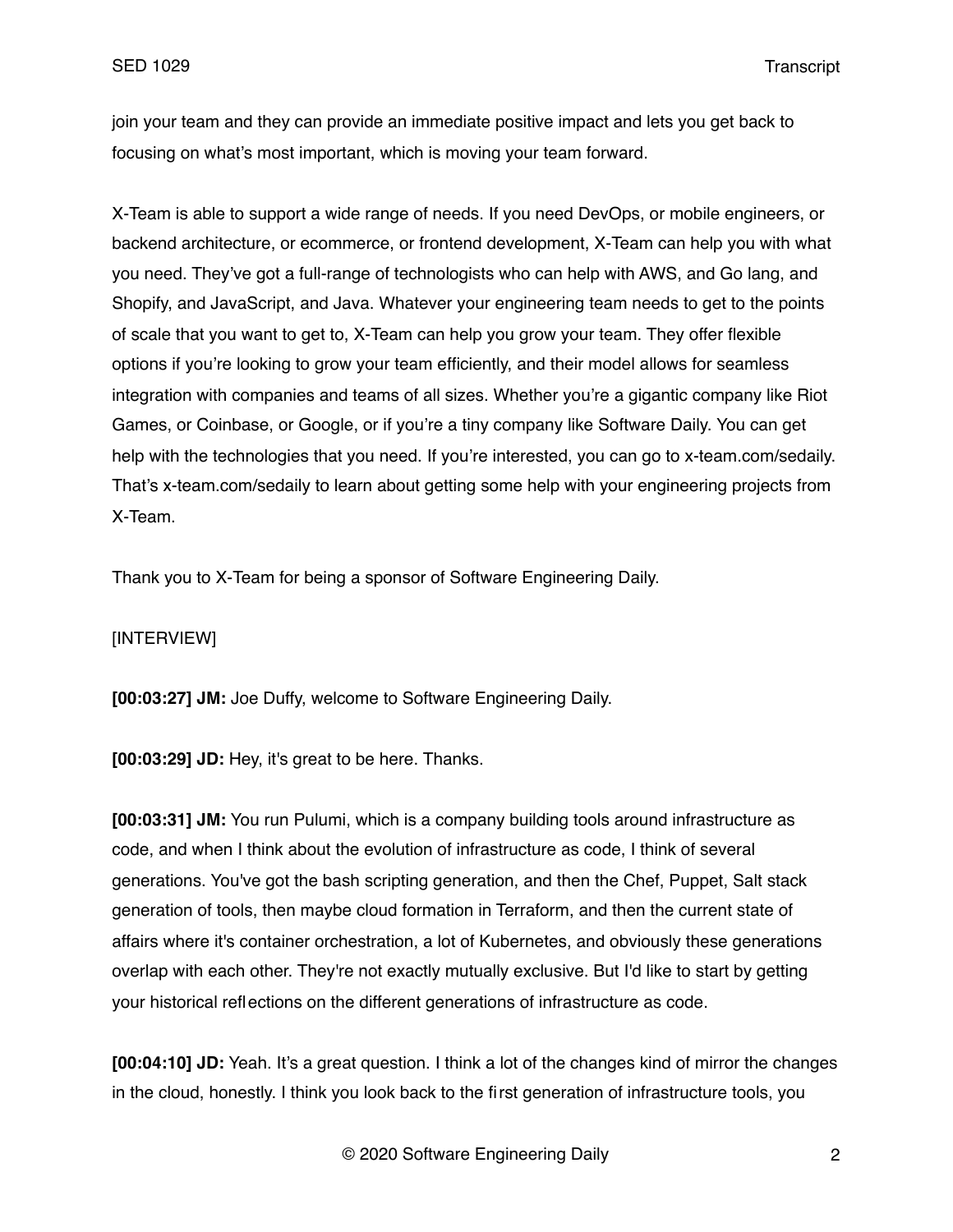join your team and they can provide an immediate positive impact and lets you get back to focusing on what's most important, which is moving your team forward.

X-Team is able to support a wide range of needs. If you need DevOps, or mobile engineers, or backend architecture, or ecommerce, or frontend development, X-Team can help you with what you need. They've got a full-range of technologists who can help with AWS, and Go lang, and Shopify, and JavaScript, and Java. Whatever your engineering team needs to get to the points of scale that you want to get to, X-Team can help you grow your team. They offer flexible options if you're looking to grow your team efficiently, and their model allows for seamless integration with companies and teams of all sizes. Whether you're a gigantic company like Riot Games, or Coinbase, or Google, or if you're a tiny company like Software Daily. You can get help with the technologies that you need. If you're interested, you can go to x-team.com/sedaily. That's x-team.com/sedaily to learn about getting some help with your engineering projects from X-Team.

Thank you to X-Team for being a sponsor of Software Engineering Daily.

[INTERVIEW]

**[00:03:27] JM:** Joe Duffy, welcome to Software Engineering Daily.

**[00:03:29] JD:** Hey, it's great to be here. Thanks.

**[00:03:31] JM:** You run Pulumi, which is a company building tools around infrastructure as code, and when I think about the evolution of infrastructure as code, I think of several generations. You've got the bash scripting generation, and then the Chef, Puppet, Salt stack generation of tools, then maybe cloud formation in Terraform, and then the current state of affairs where it's container orchestration, a lot of Kubernetes, and obviously these generations overlap with each other. They're not exactly mutually exclusive. But I'd like to start by getting your historical reflections on the different generations of infrastructure as code.

**[00:04:10] JD:** Yeah. It's a great question. I think a lot of the changes kind of mirror the changes in the cloud, honestly. I think you look back to the first generation of infrastructure tools, you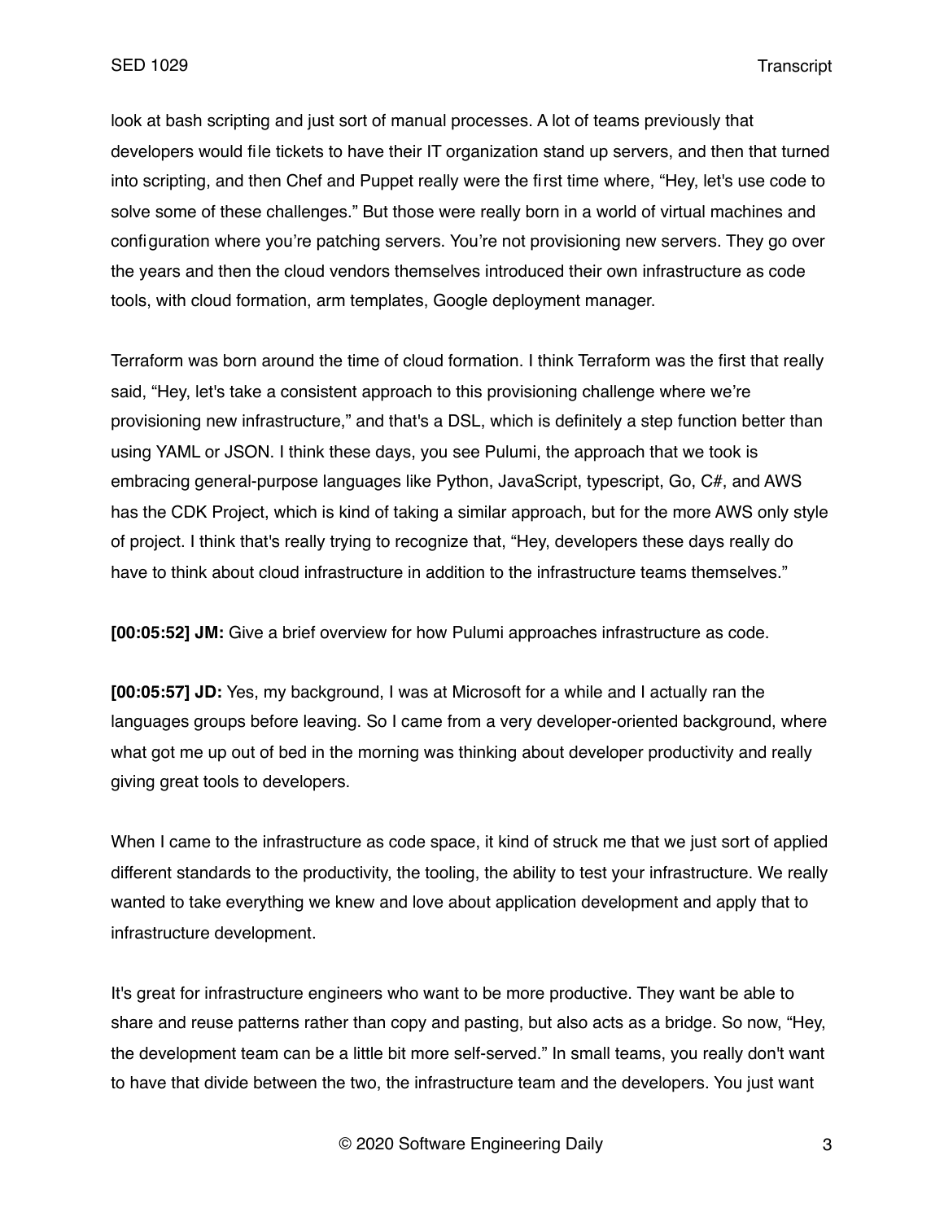look at bash scripting and just sort of manual processes. A lot of teams previously that developers would file tickets to have their IT organization stand up servers, and then that turned into scripting, and then Chef and Puppet really were the first time where, "Hey, let's use code to solve some of these challenges." But those were really born in a world of virtual machines and configuration where you're patching servers. You're not provisioning new servers. They go over the years and then the cloud vendors themselves introduced their own infrastructure as code tools, with cloud formation, arm templates, Google deployment manager.

Terraform was born around the time of cloud formation. I think Terraform was the first that really said, "Hey, let's take a consistent approach to this provisioning challenge where we're provisioning new infrastructure," and that's a DSL, which is definitely a step function better than using YAML or JSON. I think these days, you see Pulumi, the approach that we took is embracing general-purpose languages like Python, JavaScript, typescript, Go, C#, and AWS has the CDK Project, which is kind of taking a similar approach, but for the more AWS only style of project. I think that's really trying to recognize that, "Hey, developers these days really do have to think about cloud infrastructure in addition to the infrastructure teams themselves."

**[00:05:52] JM:** Give a brief overview for how Pulumi approaches infrastructure as code.

**[00:05:57] JD:** Yes, my background, I was at Microsoft for a while and I actually ran the languages groups before leaving. So I came from a very developer-oriented background, where what got me up out of bed in the morning was thinking about developer productivity and really giving great tools to developers.

When I came to the infrastructure as code space, it kind of struck me that we just sort of applied different standards to the productivity, the tooling, the ability to test your infrastructure. We really wanted to take everything we knew and love about application development and apply that to infrastructure development.

It's great for infrastructure engineers who want to be more productive. They want be able to share and reuse patterns rather than copy and pasting, but also acts as a bridge. So now, "Hey, the development team can be a little bit more self-served." In small teams, you really don't want to have that divide between the two, the infrastructure team and the developers. You just want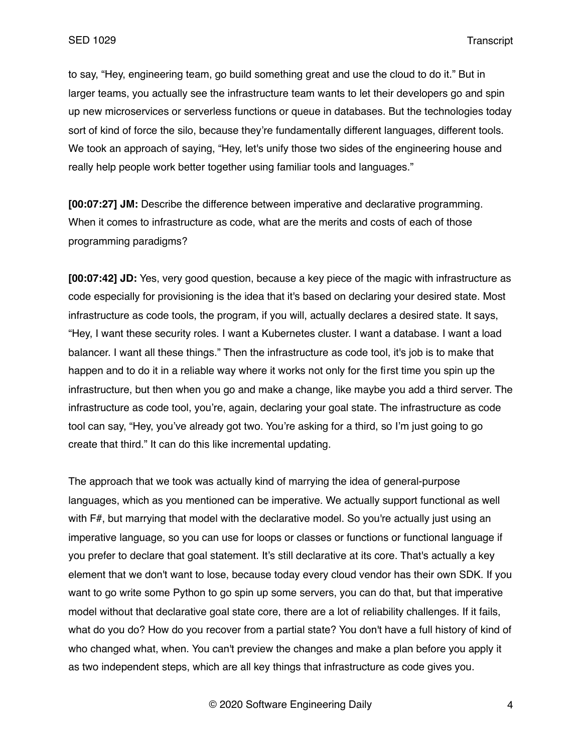to say, "Hey, engineering team, go build something great and use the cloud to do it." But in larger teams, you actually see the infrastructure team wants to let their developers go and spin up new microservices or serverless functions or queue in databases. But the technologies today sort of kind of force the silo, because they're fundamentally different languages, different tools. We took an approach of saying, "Hey, let's unify those two sides of the engineering house and really help people work better together using familiar tools and languages."

**[00:07:27] JM:** Describe the difference between imperative and declarative programming. When it comes to infrastructure as code, what are the merits and costs of each of those programming paradigms?

**[00:07:42] JD:** Yes, very good question, because a key piece of the magic with infrastructure as code especially for provisioning is the idea that it's based on declaring your desired state. Most infrastructure as code tools, the program, if you will, actually declares a desired state. It says, "Hey, I want these security roles. I want a Kubernetes cluster. I want a database. I want a load balancer. I want all these things." Then the infrastructure as code tool, it's job is to make that happen and to do it in a reliable way where it works not only for the first time you spin up the infrastructure, but then when you go and make a change, like maybe you add a third server. The infrastructure as code tool, you're, again, declaring your goal state. The infrastructure as code tool can say, "Hey, you've already got two. You're asking for a third, so I'm just going to go create that third." It can do this like incremental updating.

The approach that we took was actually kind of marrying the idea of general-purpose languages, which as you mentioned can be imperative. We actually support functional as well with F#, but marrying that model with the declarative model. So you're actually just using an imperative language, so you can use for loops or classes or functions or functional language if you prefer to declare that goal statement. It's still declarative at its core. That's actually a key element that we don't want to lose, because today every cloud vendor has their own SDK. If you want to go write some Python to go spin up some servers, you can do that, but that imperative model without that declarative goal state core, there are a lot of reliability challenges. If it fails, what do you do? How do you recover from a partial state? You don't have a full history of kind of who changed what, when. You can't preview the changes and make a plan before you apply it as two independent steps, which are all key things that infrastructure as code gives you.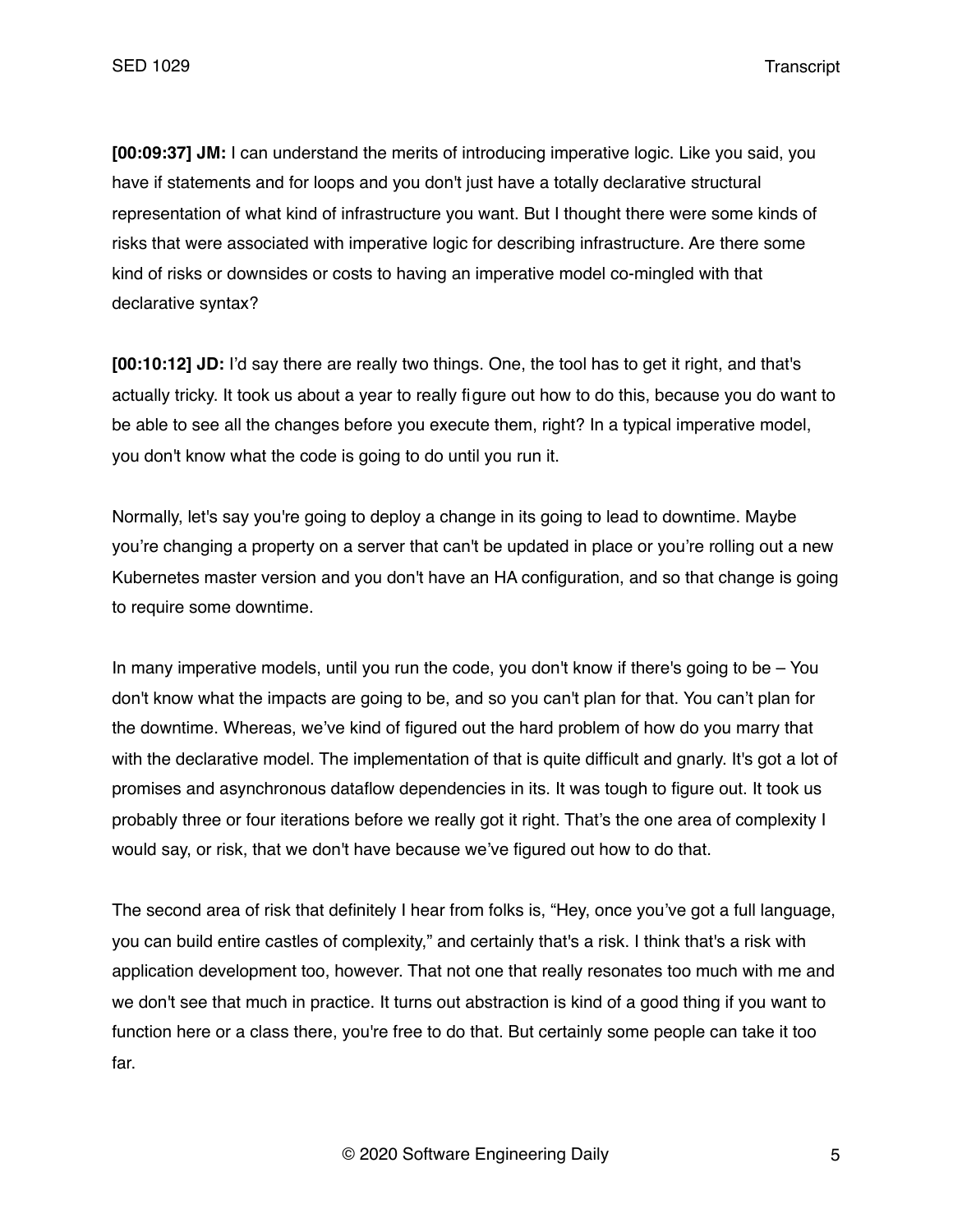**[00:09:37] JM:** I can understand the merits of introducing imperative logic. Like you said, you have if statements and for loops and you don't just have a totally declarative structural representation of what kind of infrastructure you want. But I thought there were some kinds of risks that were associated with imperative logic for describing infrastructure. Are there some kind of risks or downsides or costs to having an imperative model co-mingled with that declarative syntax?

**[00:10:12] JD:** I'd say there are really two things. One, the tool has to get it right, and that's actually tricky. It took us about a year to really figure out how to do this, because you do want to be able to see all the changes before you execute them, right? In a typical imperative model, you don't know what the code is going to do until you run it.

Normally, let's say you're going to deploy a change in its going to lead to downtime. Maybe you're changing a property on a server that can't be updated in place or you're rolling out a new Kubernetes master version and you don't have an HA configuration, and so that change is going to require some downtime.

In many imperative models, until you run the code, you don't know if there's going to be – You don't know what the impacts are going to be, and so you can't plan for that. You can't plan for the downtime. Whereas, we've kind of figured out the hard problem of how do you marry that with the declarative model. The implementation of that is quite difficult and gnarly. It's got a lot of promises and asynchronous dataflow dependencies in its. It was tough to figure out. It took us probably three or four iterations before we really got it right. That's the one area of complexity I would say, or risk, that we don't have because we've figured out how to do that.

The second area of risk that definitely I hear from folks is, "Hey, once you've got a full language, you can build entire castles of complexity," and certainly that's a risk. I think that's a risk with application development too, however. That not one that really resonates too much with me and we don't see that much in practice. It turns out abstraction is kind of a good thing if you want to function here or a class there, you're free to do that. But certainly some people can take it too far.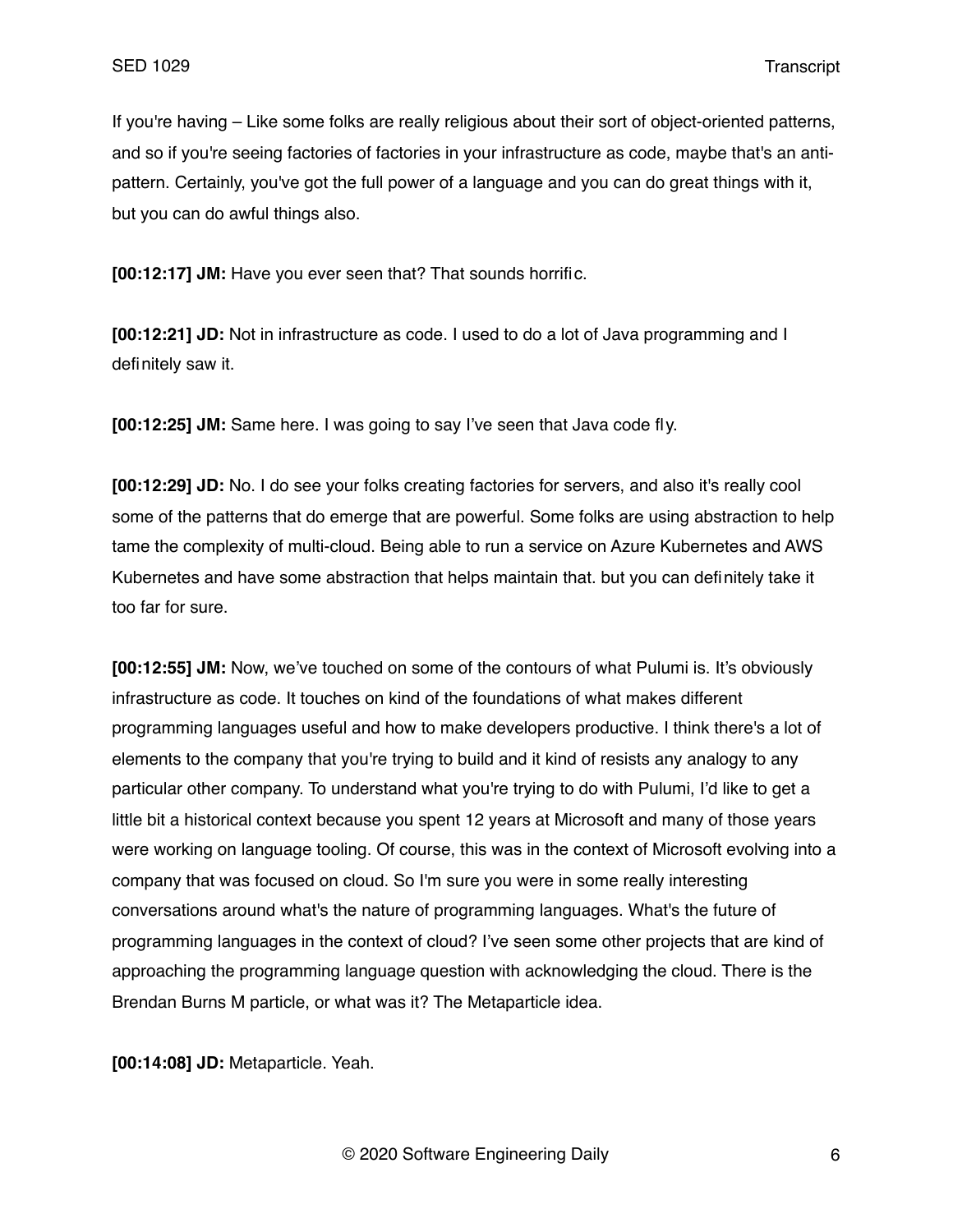If you're having – Like some folks are really religious about their sort of object-oriented patterns, and so if you're seeing factories of factories in your infrastructure as code, maybe that's an anti-pattern. Certainly, you've got the full power of a language and you can do great things with it, but you can do awful things also.

**[00:12:17] JM:** Have you ever seen that? That sounds horrific.

**[00:12:21] JD:** Not in infrastructure as code. I used to do a lot of Java programming and I definitely saw it.

**[00:12:25] JM:** Same here. I was going to say I've seen that Java code fly.

**[00:12:29] JD:** No. I do see your folks creating factories for servers, and also it's really cool some of the patterns that do emerge that are powerful. Some folks are using abstraction to help tame the complexity of multi-cloud. Being able to run a service on Azure Kubernetes and AWS Kubernetes and have some abstraction that helps maintain that. but you can definitely take it too far for sure.

**[00:12:55] JM:** Now, we've touched on some of the contours of what Pulumi is. It's obviously infrastructure as code. It touches on kind of the foundations of what makes different programming languages useful and how to make developers productive. I think there's a lot of elements to the company that you're trying to build and it kind of resists any analogy to any particular other company. To understand what you're trying to do with Pulumi, I'd like to get a little bit a historical context because you spent 12 years at Microsoft and many of those years were working on language tooling. Of course, this was in the context of Microsoft evolving into a company that was focused on cloud. So I'm sure you were in some really interesting conversations around what's the nature of programming languages. What's the future of programming languages in the context of cloud? I've seen some other projects that are kind of approaching the programming language question with acknowledging the cloud. There is the Brendan Burns M particle, or what was it? The Metaparticle idea.

**[00:14:08] JD:** Metaparticle. Yeah.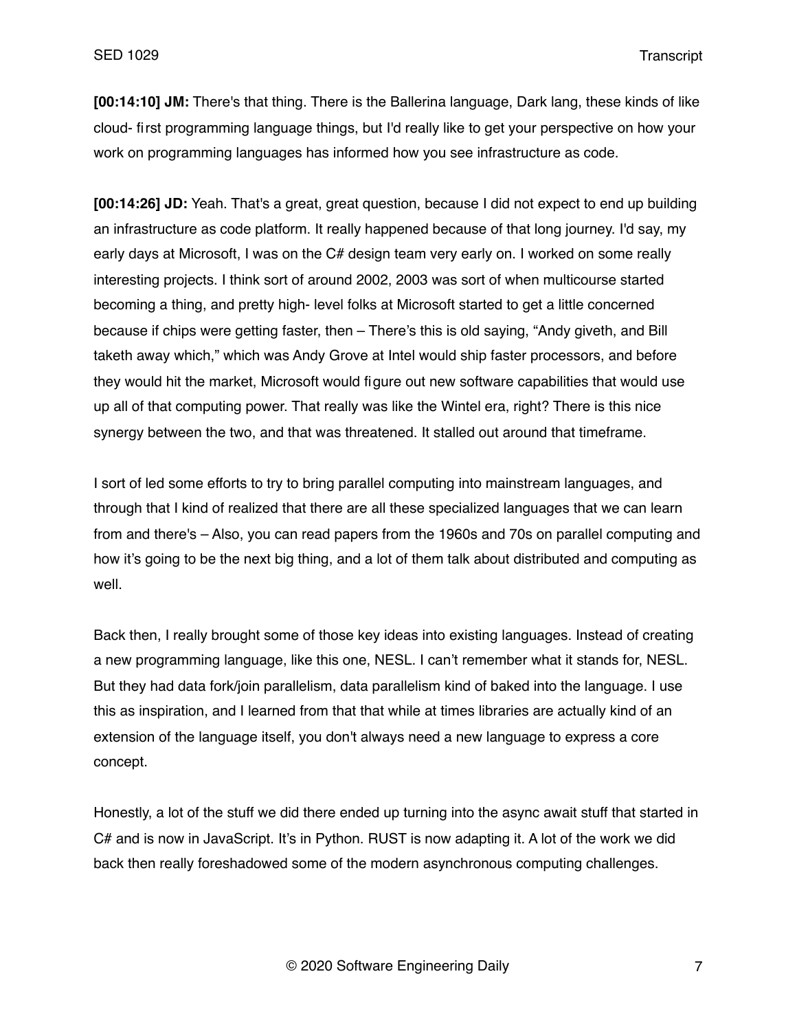**[00:14:10] JM:** There's that thing. There is the Ballerina language, Dark lang, these kinds of like cloud- first programming language things, but I'd really like to get your perspective on how your work on programming languages has informed how you see infrastructure as code.

**[00:14:26] JD:** Yeah. That's a great, great question, because I did not expect to end up building an infrastructure as code platform. It really happened because of that long journey. I'd say, my early days at Microsoft, I was on the C# design team very early on. I worked on some really interesting projects. I think sort of around 2002, 2003 was sort of when multicourse started becoming a thing, and pretty high- level folks at Microsoft started to get a little concerned because if chips were getting faster, then – There's this is old saying, "Andy giveth, and Bill taketh away which," which was Andy Grove at Intel would ship faster processors, and before they would hit the market, Microsoft would figure out new software capabilities that would use up all of that computing power. That really was like the Wintel era, right? There is this nice synergy between the two, and that was threatened. It stalled out around that timeframe.

I sort of led some efforts to try to bring parallel computing into mainstream languages, and through that I kind of realized that there are all these specialized languages that we can learn from and there's – Also, you can read papers from the 1960s and 70s on parallel computing and how it's going to be the next big thing, and a lot of them talk about distributed and computing as well.

Back then, I really brought some of those key ideas into existing languages. Instead of creating a new programming language, like this one, NESL. I can't remember what it stands for, NESL. But they had data fork/join parallelism, data parallelism kind of baked into the language. I use this as inspiration, and I learned from that that while at times libraries are actually kind of an extension of the language itself, you don't always need a new language to express a core concept.

Honestly, a lot of the stuff we did there ended up turning into the async await stuff that started in C# and is now in JavaScript. It's in Python. RUST is now adapting it. A lot of the work we did back then really foreshadowed some of the modern asynchronous computing challenges.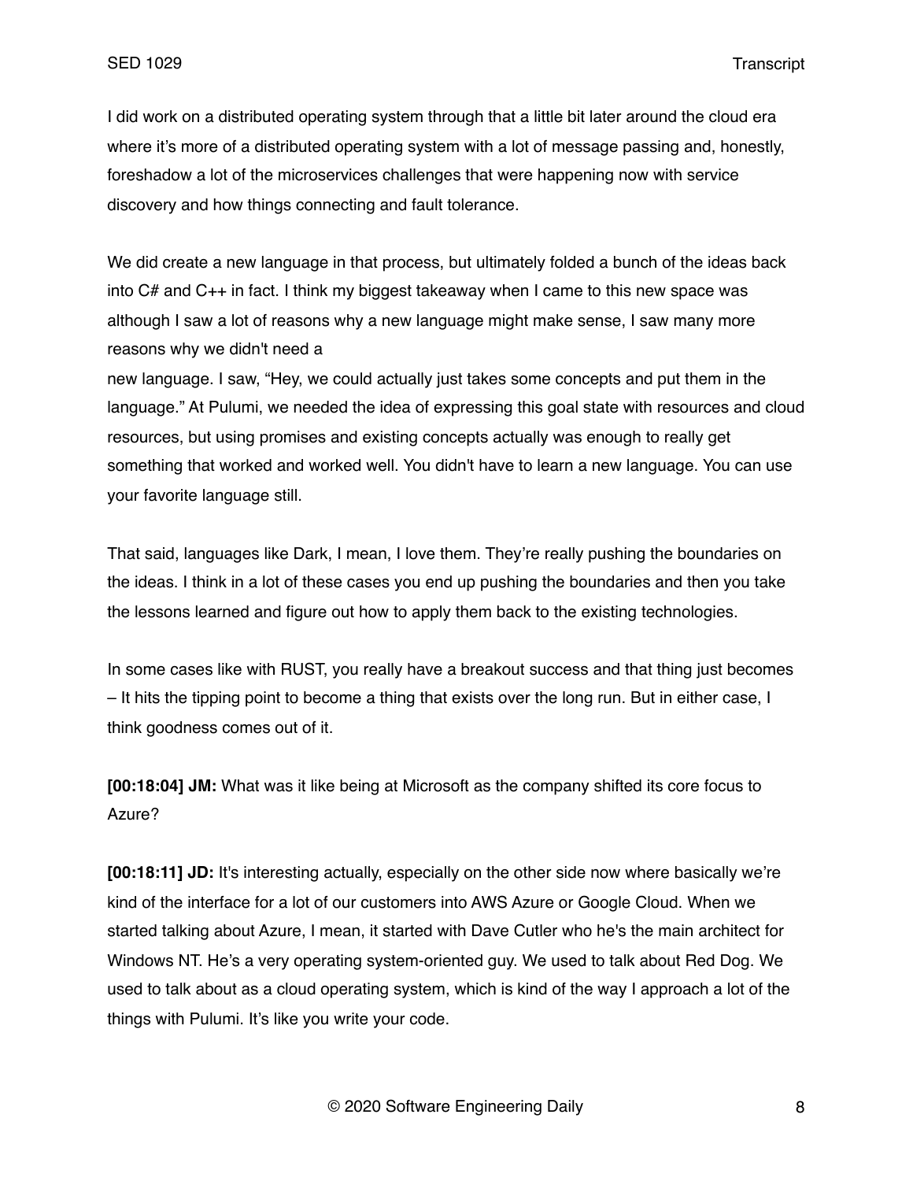I did work on a distributed operating system through that a little bit later around the cloud era where it's more of a distributed operating system with a lot of message passing and, honestly, foreshadow a lot of the microservices challenges that were happening now with service discovery and how things connecting and fault tolerance.

We did create a new language in that process, but ultimately folded a bunch of the ideas back into C# and C++ in fact. I think my biggest takeaway when I came to this new space was although I saw a lot of reasons why a new language might make sense, I saw many more reasons why we didn't need a new language. I saw, "Hey, we could actually just takes some concepts and put them in the language." At Pulumi, we needed the idea of expressing this goal state with resources and cloud resources, but using promises and existing concepts actually was enough to really get something that worked and worked well. You didn't have to learn a new language. You can use your favorite language still.

That said, languages like Dark, I mean, I love them. They're really pushing the boundaries on the ideas. I think in a lot of these cases you end up pushing the boundaries and then you take the lessons learned and figure out how to apply them back to the existing technologies.

In some cases like with RUST, you really have a breakout success and that thing just becomes – It hits the tipping point to become a thing that exists over the long run. But in either case, I think goodness comes out of it.

**[00:18:04] JM:** What was it like being at Microsoft as the company shifted its core focus to Azure?

**[00:18:11] JD:** It's interesting actually, especially on the other side now where basically we're kind of the interface for a lot of our customers into AWS Azure or Google Cloud. When we started talking about Azure, I mean, it started with Dave Cutler who he's the main architect for Windows NT. He's a very operating system-oriented guy. We used to talk about Red Dog. We used to talk about as a cloud operating system, which is kind of the way I approach a lot of the things with Pulumi. It's like you write your code.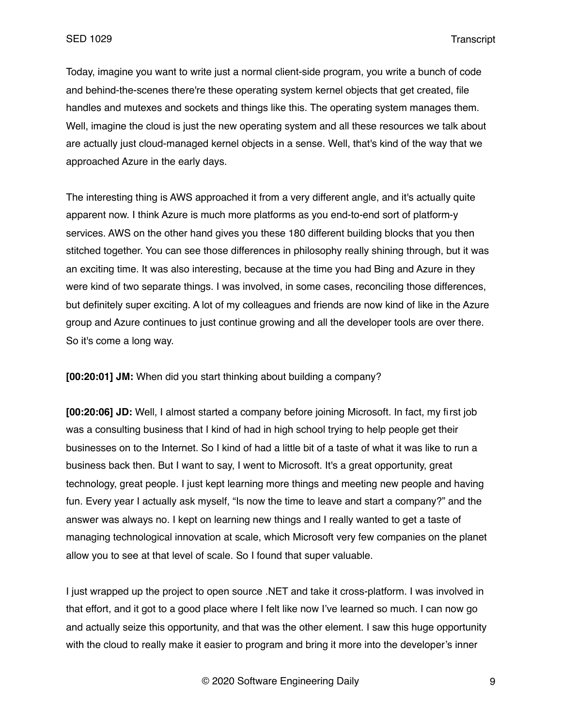Today, imagine you want to write just a normal client-side program, you write a bunch of code and behind-the-scenes there're these operating system kernel objects that get created, file handles and mutexes and sockets and things like this. The operating system manages them. Well, imagine the cloud is just the new operating system and all these resources we talk about are actually just cloud-managed kernel objects in a sense. Well, that's kind of the way that we approached Azure in the early days.

The interesting thing is AWS approached it from a very different angle, and it's actually quite apparent now. I think Azure is much more platforms as you end-to-end sort of platform-y services. AWS on the other hand gives you these 180 different building blocks that you then stitched together. You can see those differences in philosophy really shining through, but it was an exciting time. It was also interesting, because at the time you had Bing and Azure in they were kind of two separate things. I was involved, in some cases, reconciling those differences, but definitely super exciting. A lot of my colleagues and friends are now kind of like in the Azure group and Azure continues to just continue growing and all the developer tools are over there. So it's come a long way.

**[00:20:01] JM:** When did you start thinking about building a company?

**[00:20:06] JD:** Well, I almost started a company before joining Microsoft. In fact, my first job was a consulting business that I kind of had in high school trying to help people get their businesses on to the Internet. So I kind of had a little bit of a taste of what it was like to run a business back then. But I want to say, I went to Microsoft. It's a great opportunity, great technology, great people. I just kept learning more things and meeting new people and having fun. Every year I actually ask myself, "Is now the time to leave and start a company?" and the answer was always no. I kept on learning new things and I really wanted to get a taste of managing technological innovation at scale, which Microsoft very few companies on the planet allow you to see at that level of scale. So I found that super valuable.

I just wrapped up the project to open source .NET and take it cross-platform. I was involved in that effort, and it got to a good place where I felt like now I've learned so much. I can now go and actually seize this opportunity, and that was the other element. I saw this huge opportunity with the cloud to really make it easier to program and bring it more into the developer's inner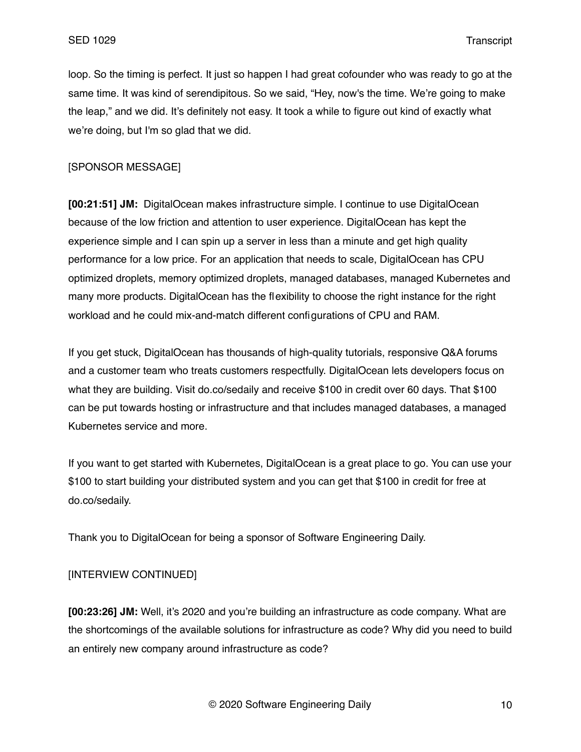loop. So the timing is perfect. It just so happen I had great cofounder who was ready to go at the same time. It was kind of serendipitous. So we said, "Hey, now's the time. We're going to make the leap," and we did. It's definitely not easy. It took a while to figure out kind of exactly what we're doing, but I'm so glad that we did.

[SPONSOR MESSAGE]

**[00:21:51] JM:** DigitalOcean makes infrastructure simple. I continue to use DigitalOcean because of the low friction and attention to user experience. DigitalOcean has kept the experience simple and I can spin up a server in less than a minute and get high quality performance for a low price. For an application that needs to scale, DigitalOcean has CPU optimized droplets, memory optimized droplets, managed databases, managed Kubernetes and many more products. DigitalOcean has the flexibility to choose the right instance for the right workload and he could mix-and-match different configurations of CPU and RAM.

If you get stuck, DigitalOcean has thousands of high-quality tutorials, responsive Q&A forums and a customer team who treats customers respectfully. DigitalOcean lets developers focus on what they are building. Visit do.co/sedaily and receive $100 in credit over 60 days. That $100 can be put towards hosting or infrastructure and that includes managed databases, a managed Kubernetes service and more.

If you want to get started with Kubernetes, DigitalOcean is a great place to go. You can use your $100 to start building your distributed system and you can get that $100 in credit for free at do.co/sedaily.

Thank you to DigitalOcean for being a sponsor of Software Engineering Daily.

[INTERVIEW CONTINUED]

**[00:23:26] JM:** Well, it's 2020 and you're building an infrastructure as code company. What are the shortcomings of the available solutions for infrastructure as code? Why did you need to build an entirely new company around infrastructure as code?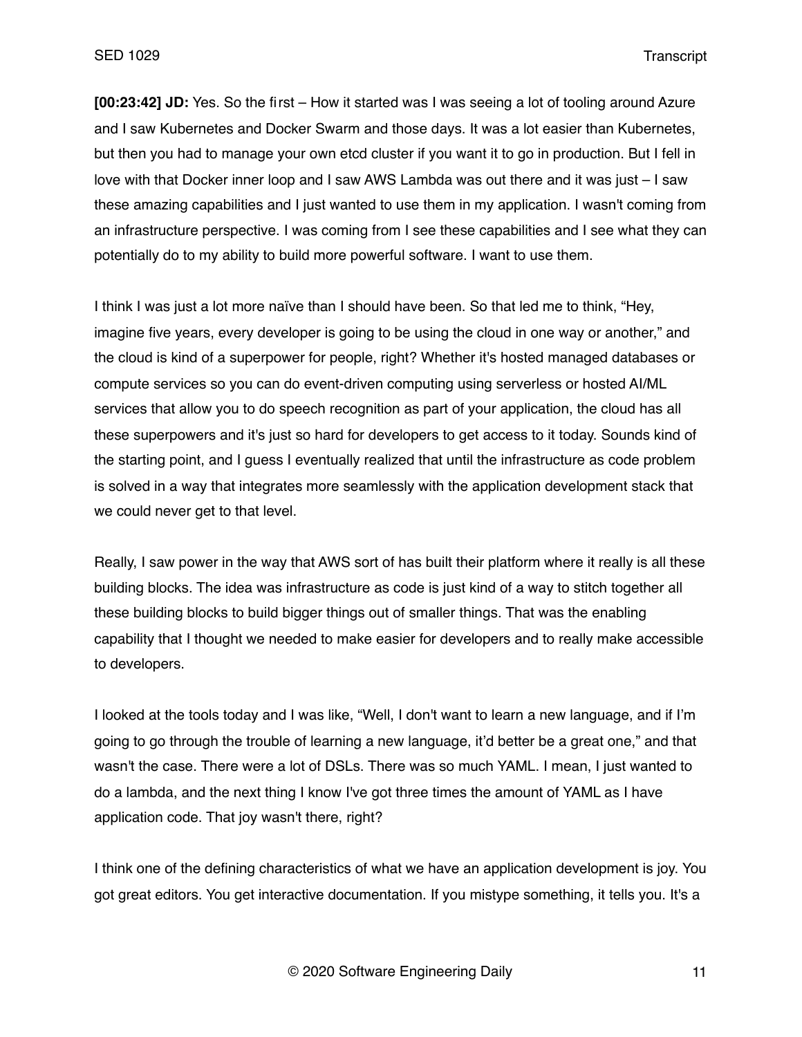**[00:23:42] JD:** Yes. So the first – How it started was I was seeing a lot of tooling around Azure and I saw Kubernetes and Docker Swarm and those days. It was a lot easier than Kubernetes, but then you had to manage your own etcd cluster if you want it to go in production. But I fell in love with that Docker inner loop and I saw AWS Lambda was out there and it was just – I saw these amazing capabilities and I just wanted to use them in my application. I wasn't coming from an infrastructure perspective. I was coming from I see these capabilities and I see what they can potentially do to my ability to build more powerful software. I want to use them.

I think I was just a lot more naïve than I should have been. So that led me to think, "Hey, imagine five years, every developer is going to be using the cloud in one way or another," and the cloud is kind of a superpower for people, right? Whether it's hosted managed databases or compute services so you can do event-driven computing using serverless or hosted AI/ML services that allow you to do speech recognition as part of your application, the cloud has all these superpowers and it's just so hard for developers to get access to it today. Sounds kind of the starting point, and I guess I eventually realized that until the infrastructure as code problem is solved in a way that integrates more seamlessly with the application development stack that we could never get to that level.

Really, I saw power in the way that AWS sort of has built their platform where it really is all these building blocks. The idea was infrastructure as code is just kind of a way to stitch together all these building blocks to build bigger things out of smaller things. That was the enabling capability that I thought we needed to make easier for developers and to really make accessible to developers.

I looked at the tools today and I was like, "Well, I don't want to learn a new language, and if I'm going to go through the trouble of learning a new language, it'd better be a great one," and that wasn't the case. There were a lot of DSLs. There was so much YAML. I mean, I just wanted to do a lambda, and the next thing I know I've got three times the amount of YAML as I have application code. That joy wasn't there, right?

I think one of the defining characteristics of what we have an application development is joy. You got great editors. You get interactive documentation. If you mistype something, it tells you. It's a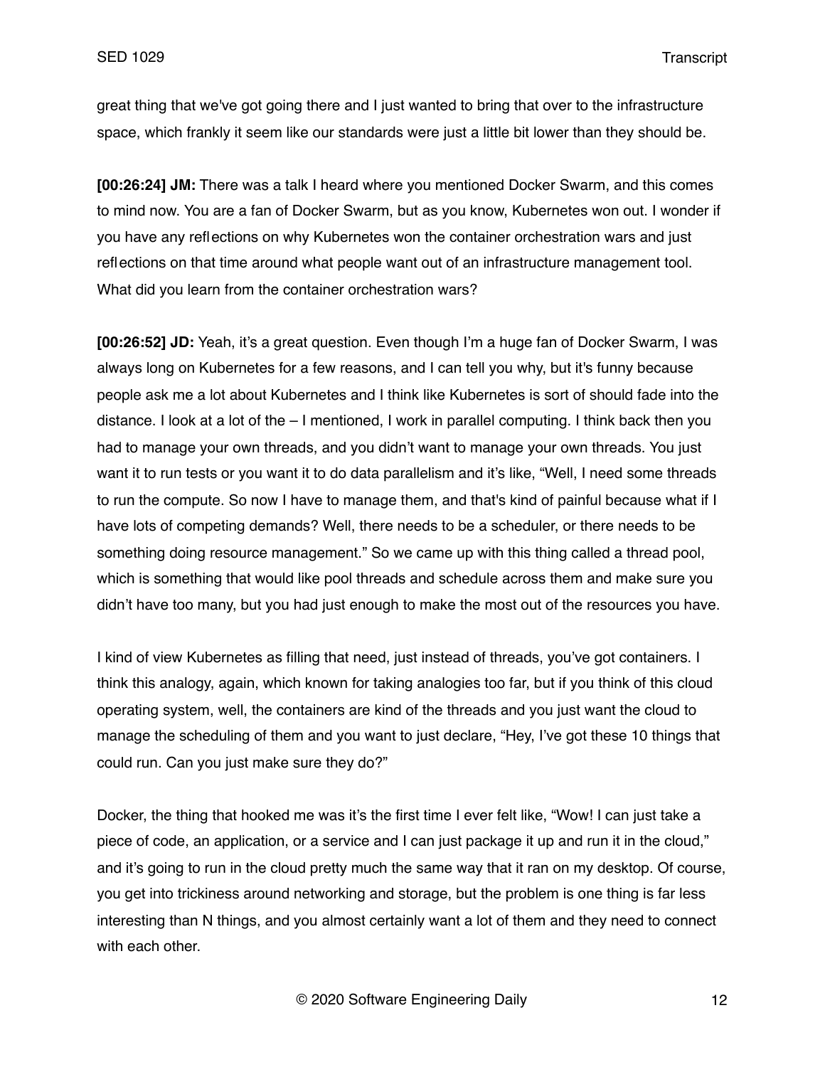great thing that we've got going there and I just wanted to bring that over to the infrastructure space, which frankly it seem like our standards were just a little bit lower than they should be.

**[00:26:24] JM:** There was a talk I heard where you mentioned Docker Swarm, and this comes to mind now. You are a fan of Docker Swarm, but as you know, Kubernetes won out. I wonder if you have any reflections on why Kubernetes won the container orchestration wars and just reflections on that time around what people want out of an infrastructure management tool. What did you learn from the container orchestration wars?

**[00:26:52] JD:** Yeah, it's a great question. Even though I'm a huge fan of Docker Swarm, I was always long on Kubernetes for a few reasons, and I can tell you why, but it's funny because people ask me a lot about Kubernetes and I think like Kubernetes is sort of should fade into the distance. I look at a lot of the – I mentioned, I work in parallel computing. I think back then you had to manage your own threads, and you didn't want to manage your own threads. You just want it to run tests or you want it to do data parallelism and it's like, "Well, I need some threads to run the compute. So now I have to manage them, and that's kind of painful because what if I have lots of competing demands? Well, there needs to be a scheduler, or there needs to be something doing resource management." So we came up with this thing called a thread pool, which is something that would like pool threads and schedule across them and make sure you didn't have too many, but you had just enough to make the most out of the resources you have.

I kind of view Kubernetes as filling that need, just instead of threads, you've got containers. I think this analogy, again, which known for taking analogies too far, but if you think of this cloud operating system, well, the containers are kind of the threads and you just want the cloud to manage the scheduling of them and you want to just declare, "Hey, I've got these 10 things that could run. Can you just make sure they do?"

Docker, the thing that hooked me was it's the first time I ever felt like, "Wow! I can just take a piece of code, an application, or a service and I can just package it up and run it in the cloud," and it's going to run in the cloud pretty much the same way that it ran on my desktop. Of course, you get into trickiness around networking and storage, but the problem is one thing is far less interesting than N things, and you almost certainly want a lot of them and they need to connect with each other.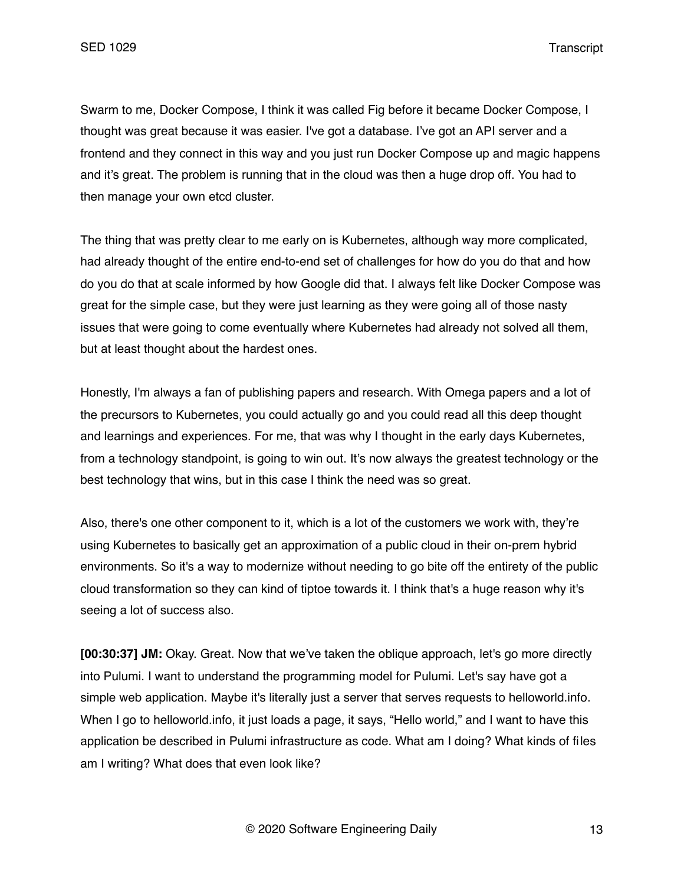Swarm to me, Docker Compose, I think it was called Fig before it became Docker Compose, I thought was great because it was easier. I've got a database. I've got an API server and a frontend and they connect in this way and you just run Docker Compose up and magic happens and it's great. The problem is running that in the cloud was then a huge drop off. You had to then manage your own etcd cluster.

The thing that was pretty clear to me early on is Kubernetes, although way more complicated, had already thought of the entire end-to-end set of challenges for how do you do that and how do you do that at scale informed by how Google did that. I always felt like Docker Compose was great for the simple case, but they were just learning as they were going all of those nasty issues that were going to come eventually where Kubernetes had already not solved all them, but at least thought about the hardest ones.

Honestly, I'm always a fan of publishing papers and research. With Omega papers and a lot of the precursors to Kubernetes, you could actually go and you could read all this deep thought and learnings and experiences. For me, that was why I thought in the early days Kubernetes, from a technology standpoint, is going to win out. It's now always the greatest technology or the best technology that wins, but in this case I think the need was so great.

Also, there's one other component to it, which is a lot of the customers we work with, they're using Kubernetes to basically get an approximation of a public cloud in their on-prem hybrid environments. So it's a way to modernize without needing to go bite off the entirety of the public cloud transformation so they can kind of tiptoe towards it. I think that's a huge reason why it's seeing a lot of success also.

**[00:30:37] JM:** Okay. Great. Now that we've taken the oblique approach, let's go more directly into Pulumi. I want to understand the programming model for Pulumi. Let's say have got a simple web application. Maybe it's literally just a server that serves requests to helloworld.info. When I go to helloworld.info, it just loads a page, it says, "Hello world," and I want to have this application be described in Pulumi infrastructure as code. What am I doing? What kinds of files am I writing? What does that even look like?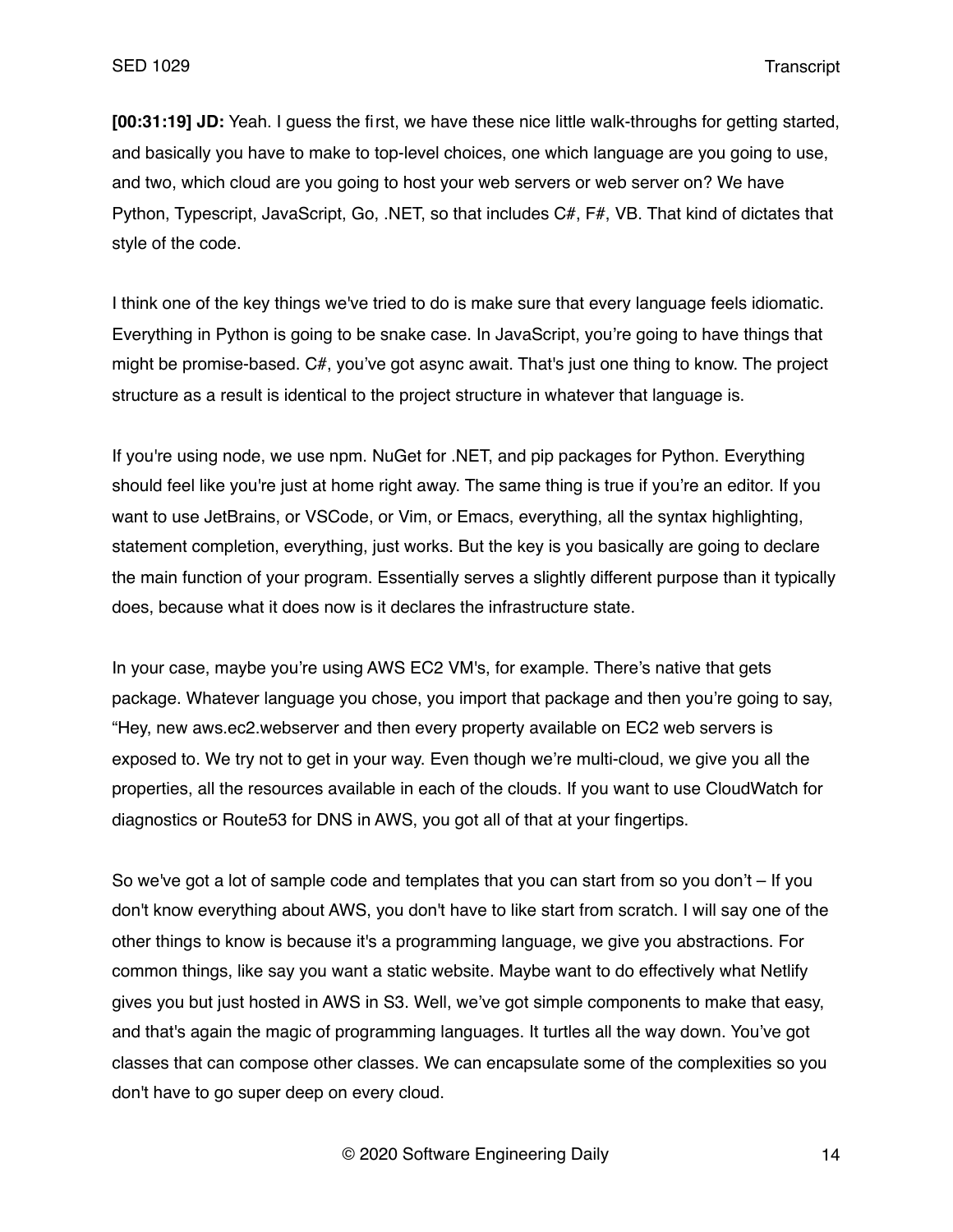**[00:31:19] JD:** Yeah. I guess the first, we have these nice little walk-throughs for getting started, and basically you have to make to top-level choices, one which language are you going to use, and two, which cloud are you going to host your web servers or web server on? We have Python, Typescript, JavaScript, Go, .NET, so that includes C#, F#, VB. That kind of dictates that style of the code.

I think one of the key things we've tried to do is make sure that every language feels idiomatic. Everything in Python is going to be snake case. In JavaScript, you're going to have things that might be promise-based. C#, you've got async await. That's just one thing to know. The project structure as a result is identical to the project structure in whatever that language is.

If you're using node, we use npm. NuGet for .NET, and pip packages for Python. Everything should feel like you're just at home right away. The same thing is true if you're an editor. If you want to use JetBrains, or VSCode, or Vim, or Emacs, everything, all the syntax highlighting, statement completion, everything, just works. But the key is you basically are going to declare the main function of your program. Essentially serves a slightly different purpose than it typically does, because what it does now is it declares the infrastructure state.

In your case, maybe you're using AWS EC2 VM's, for example. There's native that gets package. Whatever language you chose, you import that package and then you're going to say, "Hey, new aws.ec2.webserver and then every property available on EC2 web servers is exposed to. We try not to get in your way. Even though we're multi-cloud, we give you all the properties, all the resources available in each of the clouds. If you want to use CloudWatch for diagnostics or Route53 for DNS in AWS, you got all of that at your fingertips.

So we've got a lot of sample code and templates that you can start from so you don't – If you don't know everything about AWS, you don't have to like start from scratch. I will say one of the other things to know is because it's a programming language, we give you abstractions. For common things, like say you want a static website. Maybe want to do effectively what Netlify gives you but just hosted in AWS in S3. Well, we've got simple components to make that easy, and that's again the magic of programming languages. It turtles all the way down. You've got classes that can compose other classes. We can encapsulate some of the complexities so you don't have to go super deep on every cloud.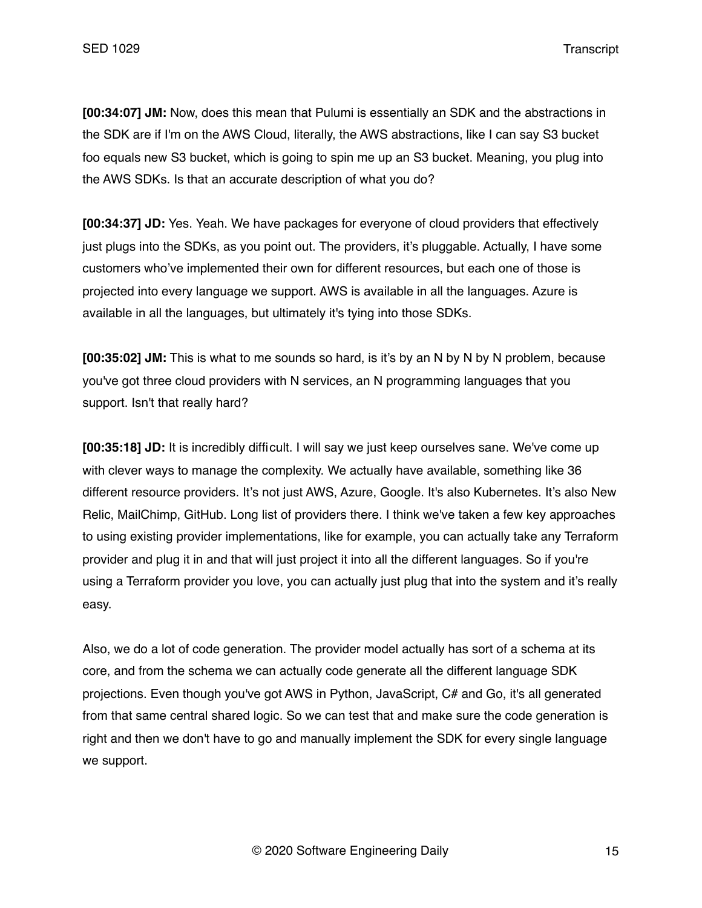**[00:34:07] JM:** Now, does this mean that Pulumi is essentially an SDK and the abstractions in the SDK are if I'm on the AWS Cloud, literally, the AWS abstractions, like I can say S3 bucket foo equals new S3 bucket, which is going to spin me up an S3 bucket. Meaning, you plug into the AWS SDKs. Is that an accurate description of what you do?

**[00:34:37] JD:** Yes. Yeah. We have packages for everyone of cloud providers that effectively just plugs into the SDKs, as you point out. The providers, it's pluggable. Actually, I have some customers who've implemented their own for different resources, but each one of those is projected into every language we support. AWS is available in all the languages. Azure is available in all the languages, but ultimately it's tying into those SDKs.

**[00:35:02] JM:** This is what to me sounds so hard, is it's by an N by N by N problem, because you've got three cloud providers with N services, an N programming languages that you support. Isn't that really hard?

**[00:35:18] JD:** It is incredibly difficult. I will say we just keep ourselves sane. We've come up with clever ways to manage the complexity. We actually have available, something like 36 different resource providers. It's not just AWS, Azure, Google. It's also Kubernetes. It's also New Relic, MailChimp, GitHub. Long list of providers there. I think we've taken a few key approaches to using existing provider implementations, like for example, you can actually take any Terraform provider and plug it in and that will just project it into all the different languages. So if you're using a Terraform provider you love, you can actually just plug that into the system and it's really easy.

Also, we do a lot of code generation. The provider model actually has sort of a schema at its core, and from the schema we can actually code generate all the different language SDK projections. Even though you've got AWS in Python, JavaScript, C# and Go, it's all generated from that same central shared logic. So we can test that and make sure the code generation is right and then we don't have to go and manually implement the SDK for every single language we support.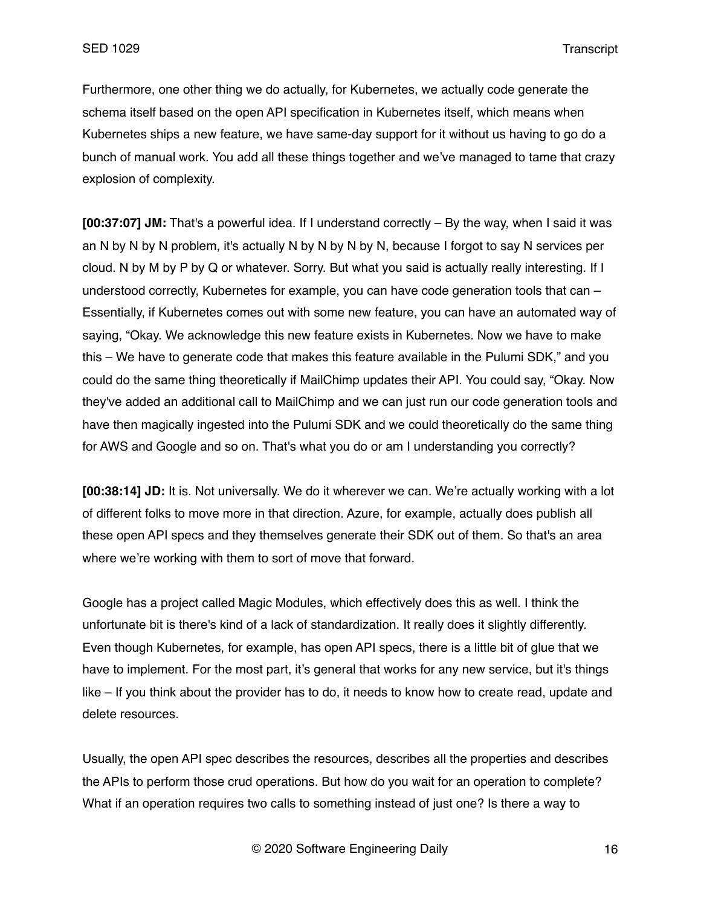Furthermore, one other thing we do actually, for Kubernetes, we actually code generate the schema itself based on the open API specification in Kubernetes itself, which means when Kubernetes ships a new feature, we have same-day support for it without us having to go do a bunch of manual work. You add all these things together and we've managed to tame that crazy explosion of complexity.

**[00:37:07] JM:** That's a powerful idea. If I understand correctly – By the way, when I said it was an N by N by N problem, it's actually N by N by N by N, because I forgot to say N services per cloud. N by M by P by Q or whatever. Sorry. But what you said is actually really interesting. If I understood correctly, Kubernetes for example, you can have code generation tools that can – Essentially, if Kubernetes comes out with some new feature, you can have an automated way of saying, "Okay. We acknowledge this new feature exists in Kubernetes. Now we have to make this – We have to generate code that makes this feature available in the Pulumi SDK," and you could do the same thing theoretically if MailChimp updates their API. You could say, "Okay. Now they've added an additional call to MailChimp and we can just run our code generation tools and have then magically ingested into the Pulumi SDK and we could theoretically do the same thing for AWS and Google and so on. That's what you do or am I understanding you correctly?

**[00:38:14] JD:** It is. Not universally. We do it wherever we can. We're actually working with a lot of different folks to move more in that direction. Azure, for example, actually does publish all these open API specs and they themselves generate their SDK out of them. So that's an area where we're working with them to sort of move that forward.

Google has a project called Magic Modules, which effectively does this as well. I think the unfortunate bit is there's kind of a lack of standardization. It really does it slightly differently. Even though Kubernetes, for example, has open API specs, there is a little bit of glue that we have to implement. For the most part, it's general that works for any new service, but it's things like – If you think about the provider has to do, it needs to know how to create read, update and delete resources.

Usually, the open API spec describes the resources, describes all the properties and describes the APIs to perform those crud operations. But how do you wait for an operation to complete? What if an operation requires two calls to something instead of just one? Is there a way to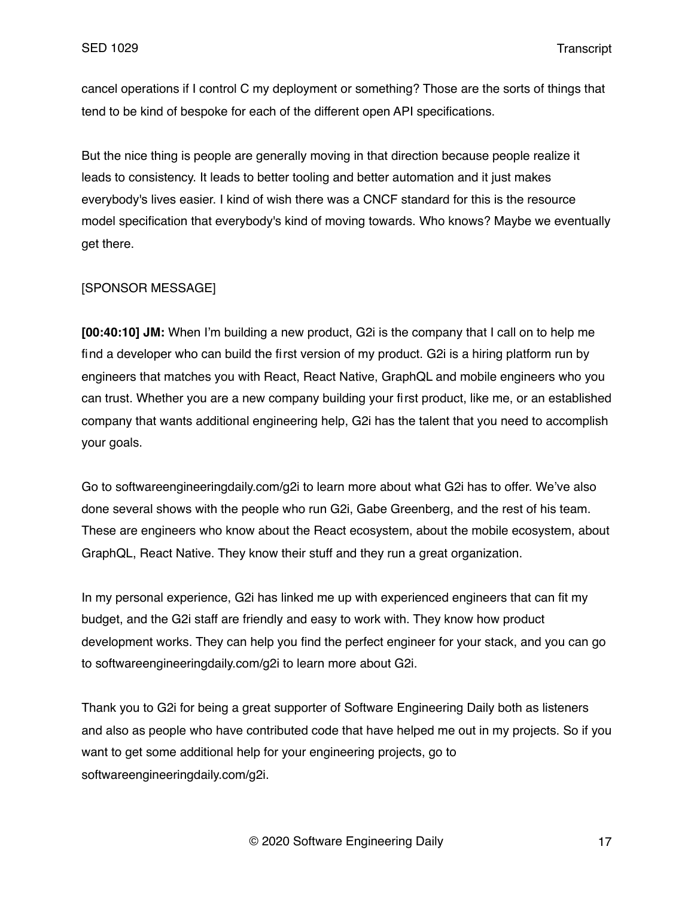cancel operations if I control C my deployment or something? Those are the sorts of things that tend to be kind of bespoke for each of the different open API specifications.

But the nice thing is people are generally moving in that direction because people realize it leads to consistency. It leads to better tooling and better automation and it just makes everybody's lives easier. I kind of wish there was a CNCF standard for this is the resource model specification that everybody's kind of moving towards. Who knows? Maybe we eventually get there.

[SPONSOR MESSAGE]

**[00:40:10] JM:** When I'm building a new product, G2i is the company that I call on to help me find a developer who can build the first version of my product. G2i is a hiring platform run by engineers that matches you with React, React Native, GraphQL and mobile engineers who you can trust. Whether you are a new company building your first product, like me, or an established company that wants additional engineering help, G2i has the talent that you need to accomplish your goals.

Go to softwareengineeringdaily.com/g2i to learn more about what G2i has to offer. We've also done several shows with the people who run G2i, Gabe Greenberg, and the rest of his team. These are engineers who know about the React ecosystem, about the mobile ecosystem, about GraphQL, React Native. They know their stuff and they run a great organization.

In my personal experience, G2i has linked me up with experienced engineers that can fit my budget, and the G2i staff are friendly and easy to work with. They know how product development works. They can help you find the perfect engineer for your stack, and you can go to softwareengineeringdaily.com/g2i to learn more about G2i.

Thank you to G2i for being a great supporter of Software Engineering Daily both as listeners and also as people who have contributed code that have helped me out in my projects. So if you want to get some additional help for your engineering projects, go to softwareengineeringdaily.com/g2i.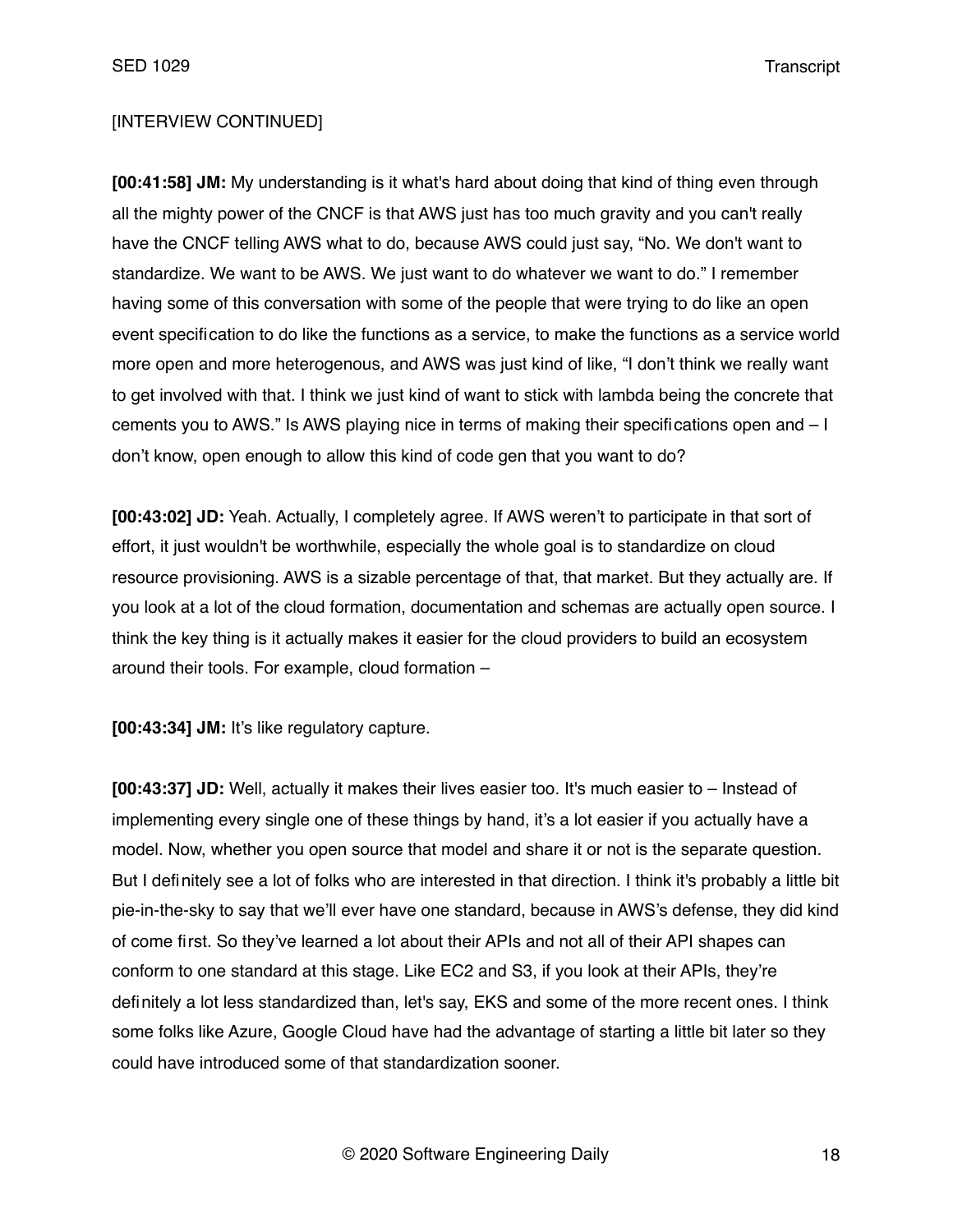[INTERVIEW CONTINUED]

**[00:41:58] JM:** My understanding is it what's hard about doing that kind of thing even through all the mighty power of the CNCF is that AWS just has too much gravity and you can't really have the CNCF telling AWS what to do, because AWS could just say, "No. We don't want to standardize. We want to be AWS. We just want to do whatever we want to do." I remember having some of this conversation with some of the people that were trying to do like an open event specification to do like the functions as a service, to make the functions as a service world more open and more heterogenous, and AWS was just kind of like, "I don't think we really want to get involved with that. I think we just kind of want to stick with lambda being the concrete that cements you to AWS." Is AWS playing nice in terms of making their specifications open and – I don't know, open enough to allow this kind of code gen that you want to do?

**[00:43:02] JD:** Yeah. Actually, I completely agree. If AWS weren't to participate in that sort of effort, it just wouldn't be worthwhile, especially the whole goal is to standardize on cloud resource provisioning. AWS is a sizable percentage of that, that market. But they actually are. If you look at a lot of the cloud formation, documentation and schemas are actually open source. I think the key thing is it actually makes it easier for the cloud providers to build an ecosystem around their tools. For example, cloud formation –

**[00:43:34] JM:** It's like regulatory capture.

**[00:43:37] JD:** Well, actually it makes their lives easier too. It's much easier to – Instead of implementing every single one of these things by hand, it's a lot easier if you actually have a model. Now, whether you open source that model and share it or not is the separate question. But I definitely see a lot of folks who are interested in that direction. I think it's probably a little bit pie-in-the-sky to say that we'll ever have one standard, because in AWS's defense, they did kind of come first. So they've learned a lot about their APIs and not all of their API shapes can conform to one standard at this stage. Like EC2 and S3, if you look at their APIs, they're definitely a lot less standardized than, let's say, EKS and some of the more recent ones. I think some folks like Azure, Google Cloud have had the advantage of starting a little bit later so they could have introduced some of that standardization sooner.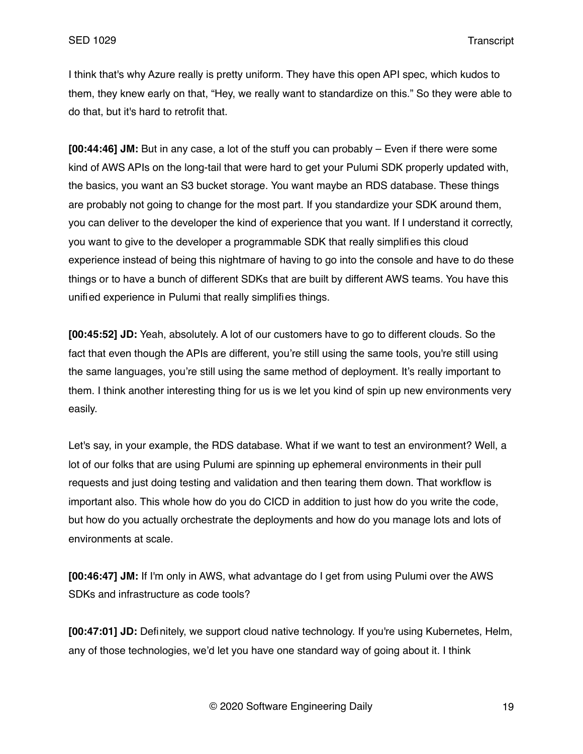I think that's why Azure really is pretty uniform. They have this open API spec, which kudos to them, they knew early on that, "Hey, we really want to standardize on this." So they were able to do that, but it's hard to retrofit that.

**[00:44:46] JM:** But in any case, a lot of the stuff you can probably – Even if there were some kind of AWS APIs on the long-tail that were hard to get your Pulumi SDK properly updated with, the basics, you want an S3 bucket storage. You want maybe an RDS database. These things are probably not going to change for the most part. If you standardize your SDK around them, you can deliver to the developer the kind of experience that you want. If I understand it correctly, you want to give to the developer a programmable SDK that really simplifies this cloud experience instead of being this nightmare of having to go into the console and have to do these things or to have a bunch of different SDKs that are built by different AWS teams. You have this unified experience in Pulumi that really simplifies things.

**[00:45:52] JD:** Yeah, absolutely. A lot of our customers have to go to different clouds. So the fact that even though the APIs are different, you're still using the same tools, you're still using the same languages, you're still using the same method of deployment. It's really important to them. I think another interesting thing for us is we let you kind of spin up new environments very easily.

Let's say, in your example, the RDS database. What if we want to test an environment? Well, a lot of our folks that are using Pulumi are spinning up ephemeral environments in their pull requests and just doing testing and validation and then tearing them down. That workflow is important also. This whole how do you do CICD in addition to just how do you write the code, but how do you actually orchestrate the deployments and how do you manage lots and lots of environments at scale.

**[00:46:47] JM:** If I'm only in AWS, what advantage do I get from using Pulumi over the AWS SDKs and infrastructure as code tools?

**[00:47:01] JD:** Definitely, we support cloud native technology. If you're using Kubernetes, Helm, any of those technologies, we'd let you have one standard way of going about it. I think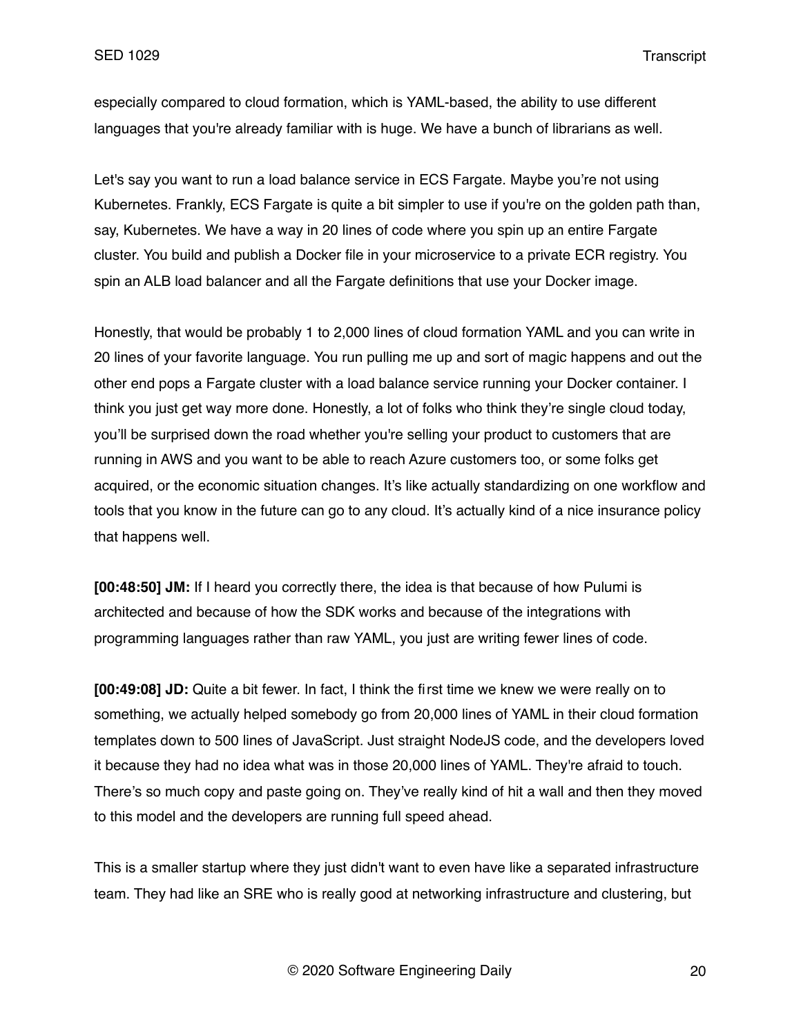especially compared to cloud formation, which is YAML-based, the ability to use different languages that you're already familiar with is huge. We have a bunch of librarians as well.

Let's say you want to run a load balance service in ECS Fargate. Maybe you're not using Kubernetes. Frankly, ECS Fargate is quite a bit simpler to use if you're on the golden path than, say, Kubernetes. We have a way in 20 lines of code where you spin up an entire Fargate cluster. You build and publish a Docker file in your microservice to a private ECR registry. You spin an ALB load balancer and all the Fargate definitions that use your Docker image.

Honestly, that would be probably 1 to 2,000 lines of cloud formation YAML and you can write in 20 lines of your favorite language. You run pulling me up and sort of magic happens and out the other end pops a Fargate cluster with a load balance service running your Docker container. I think you just get way more done. Honestly, a lot of folks who think they're single cloud today, you'll be surprised down the road whether you're selling your product to customers that are running in AWS and you want to be able to reach Azure customers too, or some folks get acquired, or the economic situation changes. It's like actually standardizing on one workflow and tools that you know in the future can go to any cloud. It's actually kind of a nice insurance policy that happens well.

**[00:48:50] JM:** If I heard you correctly there, the idea is that because of how Pulumi is architected and because of how the SDK works and because of the integrations with programming languages rather than raw YAML, you just are writing fewer lines of code.

**[00:49:08] JD:** Quite a bit fewer. In fact, I think the first time we knew we were really on to something, we actually helped somebody go from 20,000 lines of YAML in their cloud formation templates down to 500 lines of JavaScript. Just straight NodeJS code, and the developers loved it because they had no idea what was in those 20,000 lines of YAML. They're afraid to touch. There's so much copy and paste going on. They've really kind of hit a wall and then they moved to this model and the developers are running full speed ahead.

This is a smaller startup where they just didn't want to even have like a separated infrastructure team. They had like an SRE who is really good at networking infrastructure and clustering, but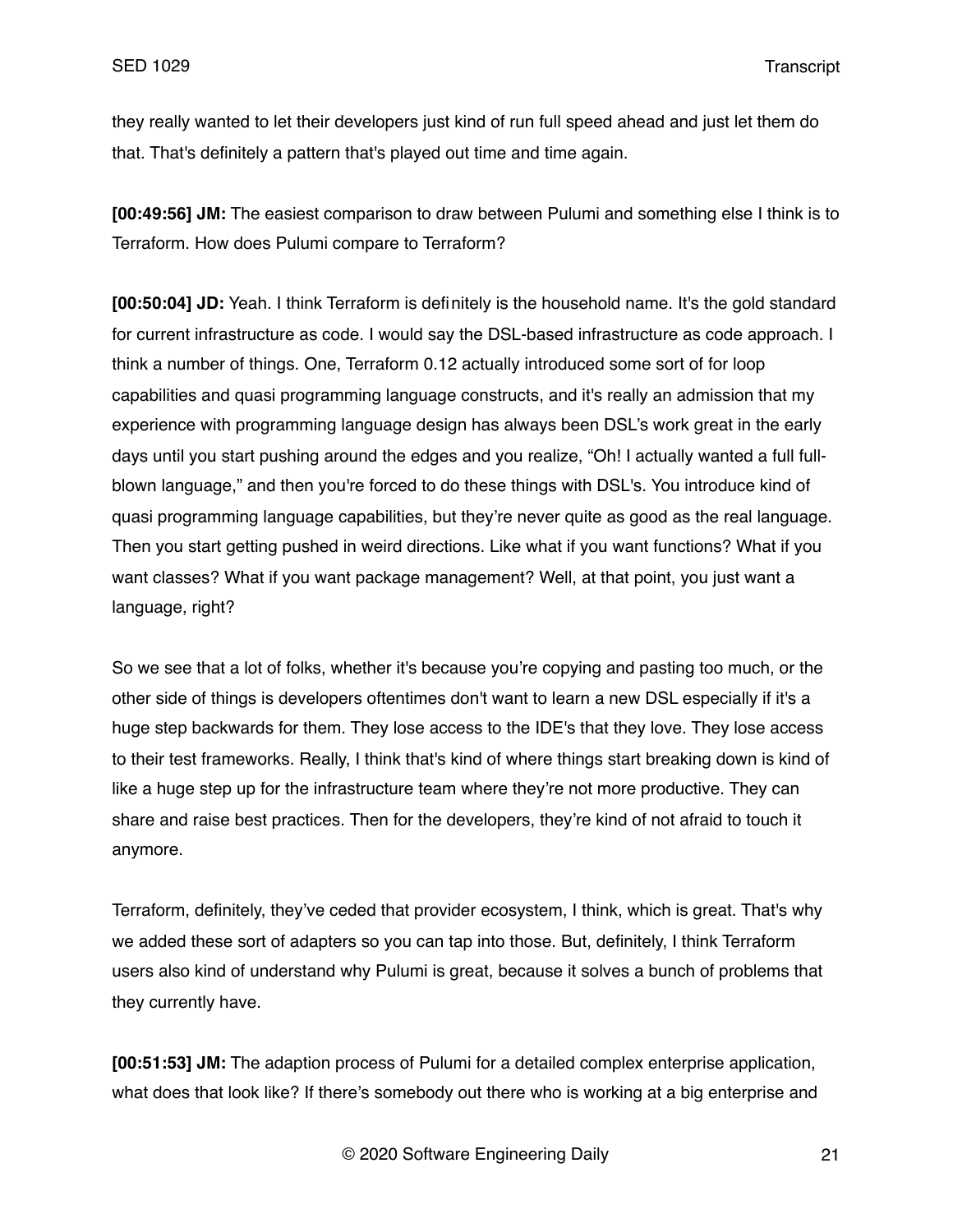they really wanted to let their developers just kind of run full speed ahead and just let them do that. That's definitely a pattern that's played out time and time again.

**[00:49:56] JM:** The easiest comparison to draw between Pulumi and something else I think is to Terraform. How does Pulumi compare to Terraform?

**[00:50:04] JD:** Yeah. I think Terraform is definitely is the household name. It's the gold standard for current infrastructure as code. I would say the DSL-based infrastructure as code approach. I think a number of things. One, Terraform 0.12 actually introduced some sort of for loop capabilities and quasi programming language constructs, and it's really an admission that my experience with programming language design has always been DSL's work great in the early days until you start pushing around the edges and you realize, "Oh! I actually wanted a full full-blown language," and then you're forced to do these things with DSL's. You introduce kind of quasi programming language capabilities, but they're never quite as good as the real language. Then you start getting pushed in weird directions. Like what if you want functions? What if you want classes? What if you want package management? Well, at that point, you just want a language, right?

So we see that a lot of folks, whether it's because you're copying and pasting too much, or the other side of things is developers oftentimes don't want to learn a new DSL especially if it's a huge step backwards for them. They lose access to the IDE's that they love. They lose access to their test frameworks. Really, I think that's kind of where things start breaking down is kind of like a huge step up for the infrastructure team where they're not more productive. They can share and raise best practices. Then for the developers, they're kind of not afraid to touch it anymore.

Terraform, definitely, they've ceded that provider ecosystem, I think, which is great. That's why we added these sort of adapters so you can tap into those. But, definitely, I think Terraform users also kind of understand why Pulumi is great, because it solves a bunch of problems that they currently have.

**[00:51:53] JM:** The adaption process of Pulumi for a detailed complex enterprise application, what does that look like? If there's somebody out there who is working at a big enterprise and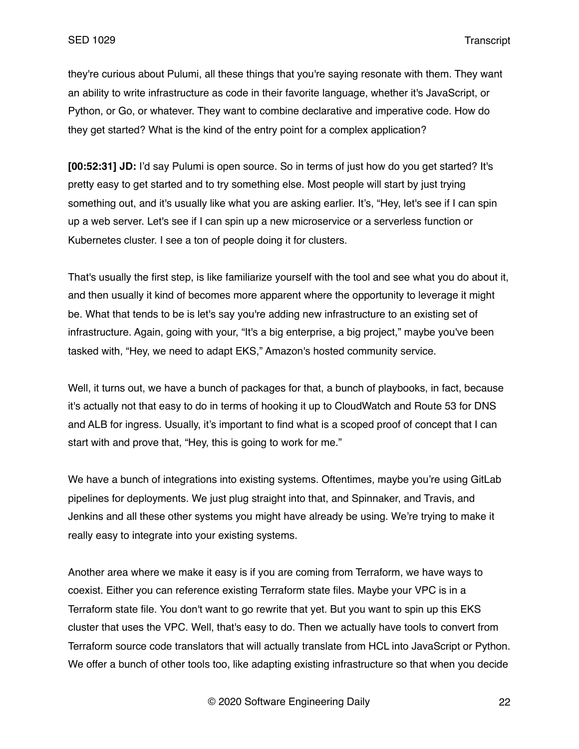they're curious about Pulumi, all these things that you're saying resonate with them. They want an ability to write infrastructure as code in their favorite language, whether it's JavaScript, or Python, or Go, or whatever. They want to combine declarative and imperative code. How do they get started? What is the kind of the entry point for a complex application?

**[00:52:31] JD:** I'd say Pulumi is open source. So in terms of just how do you get started? It's pretty easy to get started and to try something else. Most people will start by just trying something out, and it's usually like what you are asking earlier. It's, "Hey, let's see if I can spin up a web server. Let's see if I can spin up a new microservice or a serverless function or Kubernetes cluster. I see a ton of people doing it for clusters.

That's usually the first step, is like familiarize yourself with the tool and see what you do about it, and then usually it kind of becomes more apparent where the opportunity to leverage it might be. What that tends to be is let's say you're adding new infrastructure to an existing set of infrastructure. Again, going with your, "It's a big enterprise, a big project," maybe you've been tasked with, "Hey, we need to adapt EKS," Amazon's hosted community service.

Well, it turns out, we have a bunch of packages for that, a bunch of playbooks, in fact, because it's actually not that easy to do in terms of hooking it up to CloudWatch and Route 53 for DNS and ALB for ingress. Usually, it's important to find what is a scoped proof of concept that I can start with and prove that, "Hey, this is going to work for me."

We have a bunch of integrations into existing systems. Oftentimes, maybe you're using GitLab pipelines for deployments. We just plug straight into that, and Spinnaker, and Travis, and Jenkins and all these other systems you might have already be using. We're trying to make it really easy to integrate into your existing systems.

Another area where we make it easy is if you are coming from Terraform, we have ways to coexist. Either you can reference existing Terraform state files. Maybe your VPC is in a Terraform state file. You don't want to go rewrite that yet. But you want to spin up this EKS cluster that uses the VPC. Well, that's easy to do. Then we actually have tools to convert from Terraform source code translators that will actually translate from HCL into JavaScript or Python. We offer a bunch of other tools too, like adapting existing infrastructure so that when you decide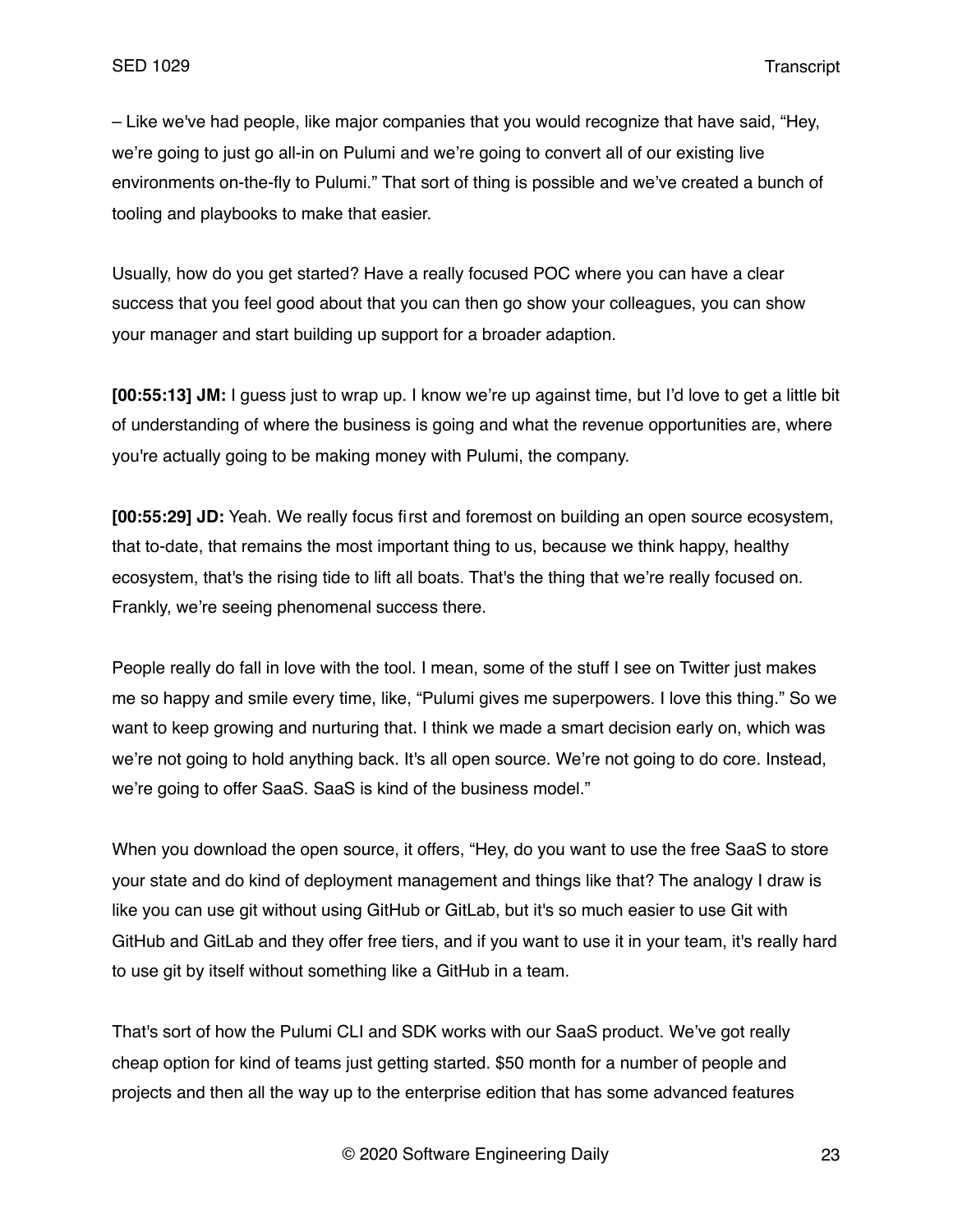– Like we've had people, like major companies that you would recognize that have said, "Hey, we're going to just go all-in on Pulumi and we're going to convert all of our existing live environments on-the-fly to Pulumi." That sort of thing is possible and we've created a bunch of tooling and playbooks to make that easier.

Usually, how do you get started? Have a really focused POC where you can have a clear success that you feel good about that you can then go show your colleagues, you can show your manager and start building up support for a broader adaption.

**[00:55:13] JM:** I guess just to wrap up. I know we're up against time, but I'd love to get a little bit of understanding of where the business is going and what the revenue opportunities are, where you're actually going to be making money with Pulumi, the company.

**[00:55:29] JD:** Yeah. We really focus first and foremost on building an open source ecosystem, that to-date, that remains the most important thing to us, because we think happy, healthy ecosystem, that's the rising tide to lift all boats. That's the thing that we're really focused on. Frankly, we're seeing phenomenal success there.

People really do fall in love with the tool. I mean, some of the stuff I see on Twitter just makes me so happy and smile every time, like, "Pulumi gives me superpowers. I love this thing." So we want to keep growing and nurturing that. I think we made a smart decision early on, which was we're not going to hold anything back. It's all open source. We're not going to do core. Instead, we're going to offer SaaS. SaaS is kind of the business model."

When you download the open source, it offers, "Hey, do you want to use the free SaaS to store your state and do kind of deployment management and things like that? The analogy I draw is like you can use git without using GitHub or GitLab, but it's so much easier to use Git with GitHub and GitLab and they offer free tiers, and if you want to use it in your team, it's really hard to use git by itself without something like a GitHub in a team.

That's sort of how the Pulumi CLI and SDK works with our SaaS product. We've got really cheap option for kind of teams just getting started. $50 month for a number of people and projects and then all the way up to the enterprise edition that has some advanced features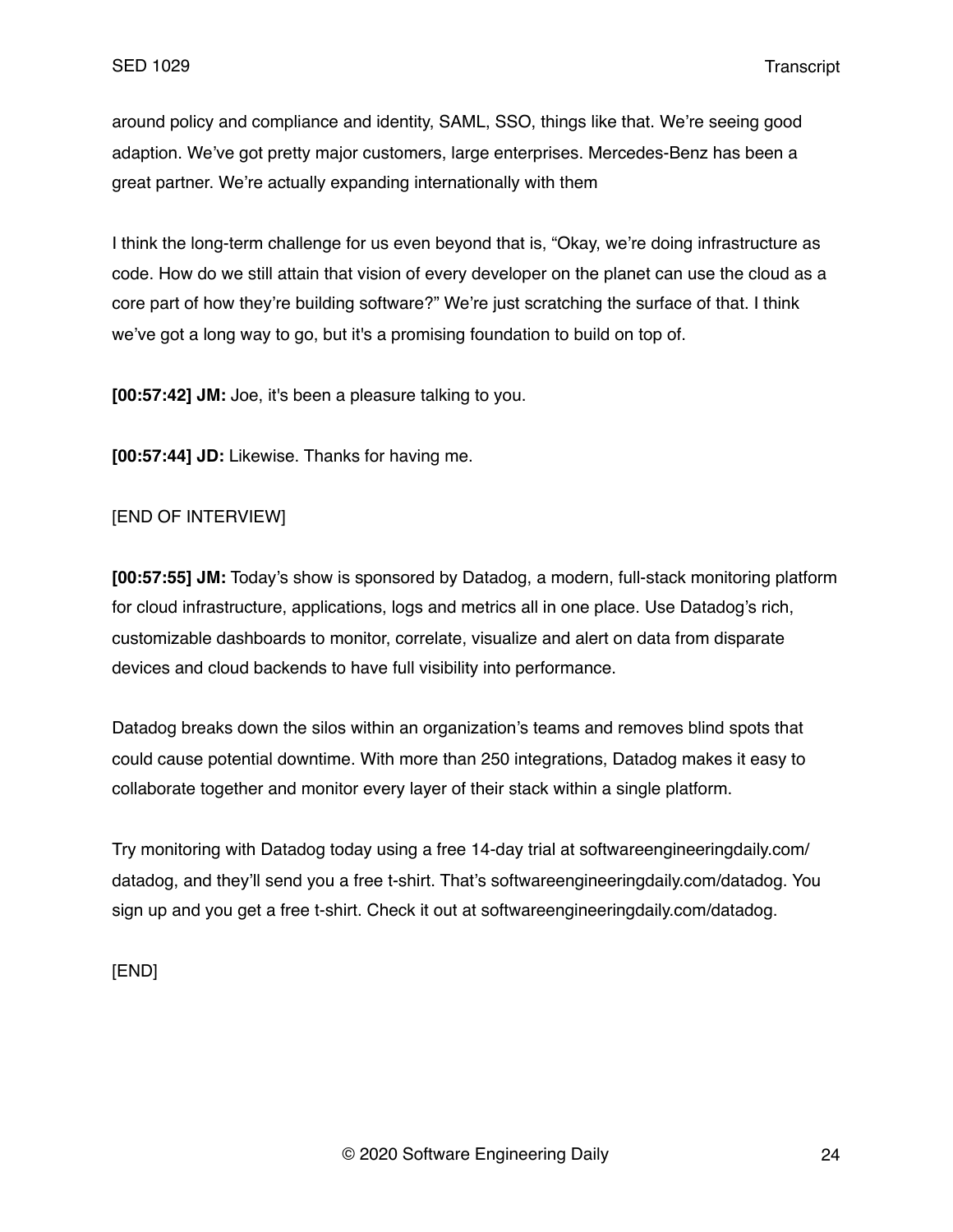around policy and compliance and identity, SAML, SSO, things like that. We're seeing good adaption. We've got pretty major customers, large enterprises. Mercedes-Benz has been a great partner. We're actually expanding internationally with them

I think the long-term challenge for us even beyond that is, "Okay, we're doing infrastructure as code. How do we still attain that vision of every developer on the planet can use the cloud as a core part of how they're building software?" We're just scratching the surface of that. I think we've got a long way to go, but it's a promising foundation to build on top of.

**[00:57:42] JM:** Joe, it's been a pleasure talking to you.

**[00:57:44] JD:** Likewise. Thanks for having me.

[END OF INTERVIEW]

**[00:57:55] JM:** Today's show is sponsored by Datadog, a modern, full-stack monitoring platform for cloud infrastructure, applications, logs and metrics all in one place. Use Datadog's rich, customizable dashboards to monitor, correlate, visualize and alert on data from disparate devices and cloud backends to have full visibility into performance.

Datadog breaks down the silos within an organization's teams and removes blind spots that could cause potential downtime. With more than 250 integrations, Datadog makes it easy to collaborate together and monitor every layer of their stack within a single platform.

Try monitoring with Datadog today using a free 14-day trial at softwareengineeringdaily.com/datadog, and they'll send you a free t-shirt. That's softwareengineeringdaily.com/datadog. You sign up and you get a free t-shirt. Check it out at softwareengineeringdaily.com/datadog.

[END]